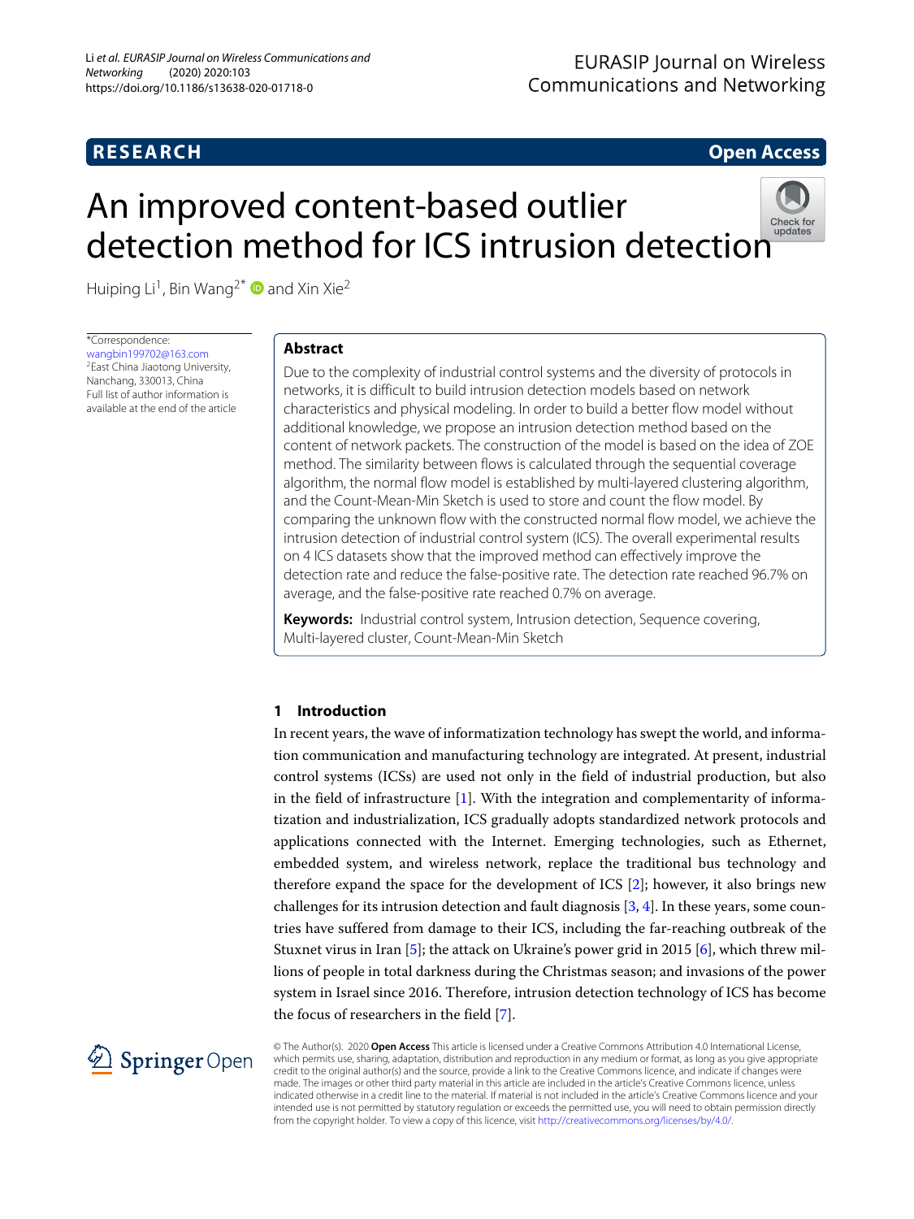RESEARCH

Open Access

# An improved content-based outlier detection method for ICS intrusion detection

Huiping Li[1], Bin Wang[2*] and Xin Xie[2]

*Correspondence: wangbin199702@163.com
[2]East China Jiaotong University, Nanchang, 330013, China
Full list of author information is available at the end of the article

## Abstract

Due to the complexity of industrial control systems and the diversity of protocols in networks, it is difficult to build intrusion detection models based on network characteristics and physical modeling. In order to build a better flow model without additional knowledge, we propose an intrusion detection method based on the content of network packets. The construction of the model is based on the idea of ZOE method. The similarity between flows is calculated through the sequential coverage algorithm, the normal flow model is established by multi-layered clustering algorithm, and the Count-Mean-Min Sketch is used to store and count the flow model. By comparing the unknown flow with the constructed normal flow model, we achieve the intrusion detection of industrial control system (ICS). The overall experimental results on 4 ICS datasets show that the improved method can effectively improve the detection rate and reduce the false-positive rate. The detection rate reached 96.7% on average, and the false-positive rate reached 0.7% on average.

**Keywords:** Industrial control system, Intrusion detection, Sequence covering, Multi-layered cluster, Count-Mean-Min Sketch

## 1 Introduction

In recent years, the wave of informatization technology has swept the world, and information communication and manufacturing technology are integrated. At present, industrial control systems (ICSs) are used not only in the field of industrial production, but also in the field of infrastructure [1]. With the integration and complementarity of informatization and industrialization, ICS gradually adopts standardized network protocols and applications connected with the Internet. Emerging technologies, such as Ethernet, embedded system, and wireless network, replace the traditional bus technology and therefore expand the space for the development of ICS [2]; however, it also brings new challenges for its intrusion detection and fault diagnosis [3, 4]. In these years, some countries have suffered from damage to their ICS, including the far-reaching outbreak of the Stuxnet virus in Iran [5]; the attack on Ukraine's power grid in 2015 [6], which threw millions of people in total darkness during the Christmas season; and invasions of the power system in Israel since 2016. Therefore, intrusion detection technology of ICS has become the focus of researchers in the field [7].

© The Author(s). 2020 **Open Access** This article is licensed under a Creative Commons Attribution 4.0 International License, which permits use, sharing, adaptation, distribution and reproduction in any medium or format, as long as you give appropriate credit to the original author(s) and the source, provide a link to the Creative Commons licence, and indicate if changes were made. The images or other third party material in this article are included in the article's Creative Commons licence, unless indicated otherwise in a credit line to the material. If material is not included in the article's Creative Commons licence and your intended use is not permitted by statutory regulation or exceeds the permitted use, you will need to obtain permission directly from the copyright holder. To view a copy of this licence, visit http://creativecommons.org/licenses/by/4.0/.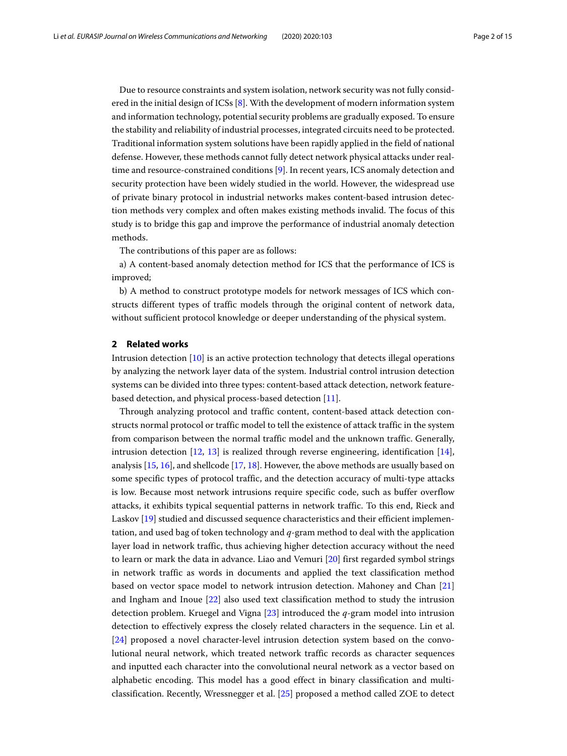Due to resource constraints and system isolation, network security was not fully considered in the initial design of ICSs [8]. With the development of modern information system and information technology, potential security problems are gradually exposed. To ensure the stability and reliability of industrial processes, integrated circuits need to be protected. Traditional information system solutions have been rapidly applied in the field of national defense. However, these methods cannot fully detect network physical attacks under real-time and resource-constrained conditions [9]. In recent years, ICS anomaly detection and security protection have been widely studied in the world. However, the widespread use of private binary protocol in industrial networks makes content-based intrusion detection methods very complex and often makes existing methods invalid. The focus of this study is to bridge this gap and improve the performance of industrial anomaly detection methods.

The contributions of this paper are as follows:

a) A content-based anomaly detection method for ICS that the performance of ICS is improved;

b) A method to construct prototype models for network messages of ICS which constructs different types of traffic models through the original content of network data, without sufficient protocol knowledge or deeper understanding of the physical system.

## 2 Related works

Intrusion detection [10] is an active protection technology that detects illegal operations by analyzing the network layer data of the system. Industrial control intrusion detection systems can be divided into three types: content-based attack detection, network feature-based detection, and physical process-based detection [11].

Through analyzing protocol and traffic content, content-based attack detection constructs normal protocol or traffic model to tell the existence of attack traffic in the system from comparison between the normal traffic model and the unknown traffic. Generally, intrusion detection [12, 13] is realized through reverse engineering, identification [14], analysis [15, 16], and shellcode [17, 18]. However, the above methods are usually based on some specific types of protocol traffic, and the detection accuracy of multi-type attacks is low. Because most network intrusions require specific code, such as buffer overflow attacks, it exhibits typical sequential patterns in network traffic. To this end, Rieck and Laskov [19] studied and discussed sequence characteristics and their efficient implementation, and used bag of token technology and $q$-gram method to deal with the application layer load in network traffic, thus achieving higher detection accuracy without the need to learn or mark the data in advance. Liao and Vemuri [20] first regarded symbol strings in network traffic as words in documents and applied the text classification method based on vector space model to network intrusion detection. Mahoney and Chan [21] and Ingham and Inoue [22] also used text classification method to study the intrusion detection problem. Kruegel and Vigna [23] introduced the $q$-gram model into intrusion detection to effectively express the closely related characters in the sequence. Lin et al. [24] proposed a novel character-level intrusion detection system based on the convolutional neural network, which treated network traffic records as character sequences and inputted each character into the convolutional neural network as a vector based on alphabetic encoding. This model has a good effect in binary classification and multi-classification. Recently, Wressnegger et al. [25] proposed a method called ZOE to detect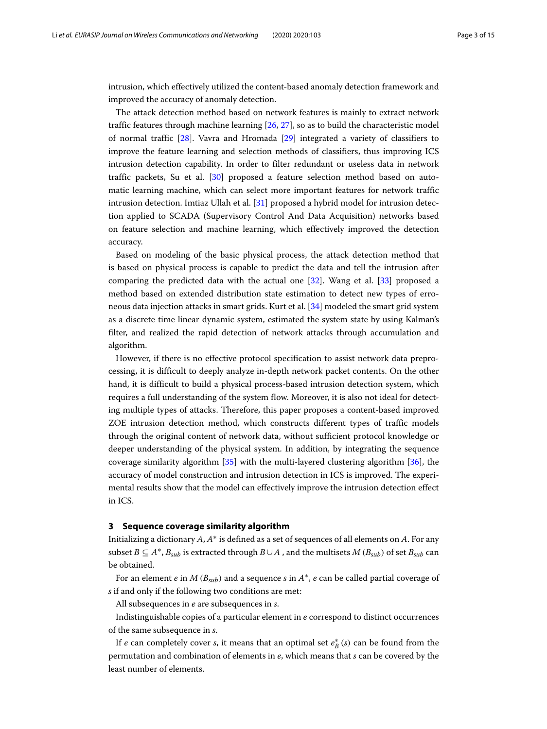intrusion, which effectively utilized the content-based anomaly detection framework and improved the accuracy of anomaly detection.

The attack detection method based on network features is mainly to extract network traffic features through machine learning [26, 27], so as to build the characteristic model of normal traffic [28]. Vavra and Hromada [29] integrated a variety of classifiers to improve the feature learning and selection methods of classifiers, thus improving ICS intrusion detection capability. In order to filter redundant or useless data in network traffic packets, Su et al. [30] proposed a feature selection method based on automatic learning machine, which can select more important features for network traffic intrusion detection. Imtiaz Ullah et al. [31] proposed a hybrid model for intrusion detection applied to SCADA (Supervisory Control And Data Acquisition) networks based on feature selection and machine learning, which effectively improved the detection accuracy.

Based on modeling of the basic physical process, the attack detection method that is based on physical process is capable to predict the data and tell the intrusion after comparing the predicted data with the actual one [32]. Wang et al. [33] proposed a method based on extended distribution state estimation to detect new types of erroneous data injection attacks in smart grids. Kurt et al. [34] modeled the smart grid system as a discrete time linear dynamic system, estimated the system state by using Kalman's filter, and realized the rapid detection of network attacks through accumulation and algorithm.

However, if there is no effective protocol specification to assist network data preprocessing, it is difficult to deeply analyze in-depth network packet contents. On the other hand, it is difficult to build a physical process-based intrusion detection system, which requires a full understanding of the system flow. Moreover, it is also not ideal for detecting multiple types of attacks. Therefore, this paper proposes a content-based improved ZOE intrusion detection method, which constructs different types of traffic models through the original content of network data, without sufficient protocol knowledge or deeper understanding of the physical system. In addition, by integrating the sequence coverage similarity algorithm [35] with the multi-layered clustering algorithm [36], the accuracy of model construction and intrusion detection in ICS is improved. The experimental results show that the model can effectively improve the intrusion detection effect in ICS.

## 3 Sequence coverage similarity algorithm

Initializing a dictionary $A$, $A^*$ is defined as a set of sequences of all elements on $A$. For any subset $B \subseteq A^*$, $B_{sub}$ is extracted through $B \cup A$ , and the multisets $M$ ($B_{sub}$) of set $B_{sub}$ can be obtained.

For an element $e$ in $M$ ($B_{sub}$) and a sequence $s$ in $A^*$, $e$ can be called partial coverage of $s$ if and only if the following two conditions are met:

All subsequences in $e$ are subsequences in $s$.

Indistinguishable copies of a particular element in $e$ correspond to distinct occurrences of the same subsequence in $s$.

If $e$ can completely cover $s$, it means that an optimal set $e^*_B(s)$ can be found from the permutation and combination of elements in $e$, which means that $s$ can be covered by the least number of elements.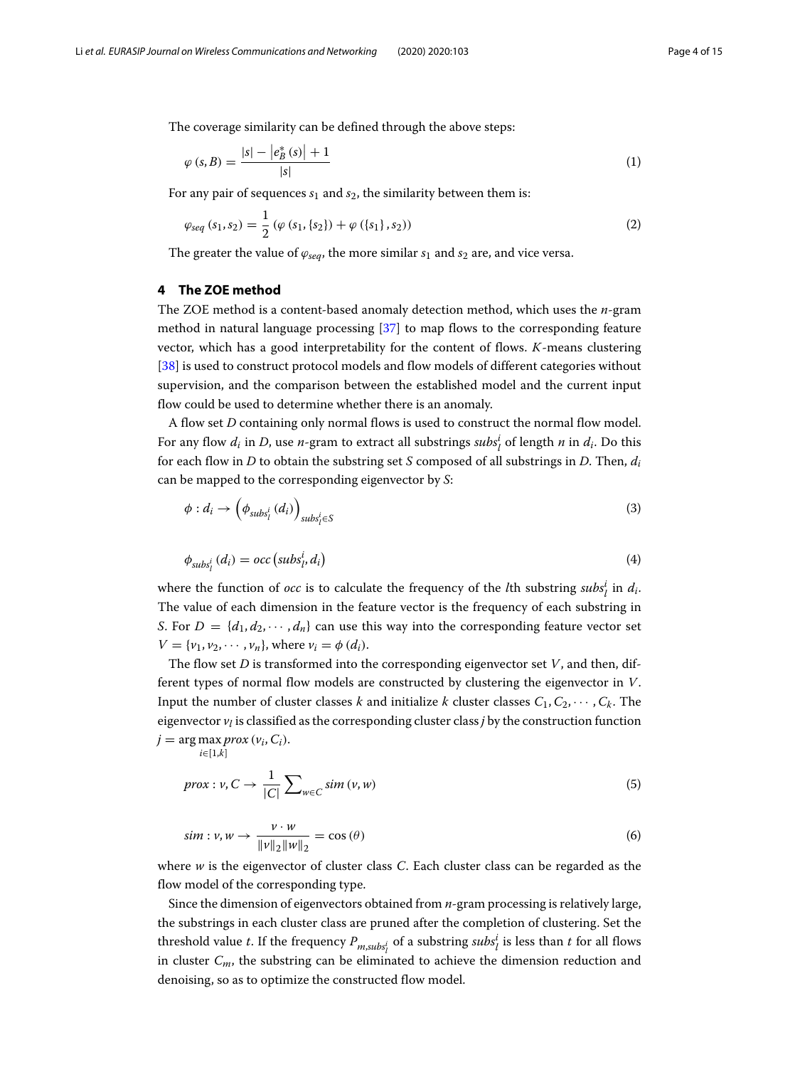The coverage similarity can be defined through the above steps:

$$\varphi(s, B) = \frac{|s| - \left|e_B^*(s)\right| + 1}{|s|} \tag{1}$$

For any pair of sequences $s_1$ and $s_2$, the similarity between them is:

$$\varphi_{seq}(s_1, s_2) = \frac{1}{2}\left(\varphi(s_1, \{s_2\}) + \varphi(\{s_1\}, s_2)\right) \tag{2}$$

The greater the value of $\varphi_{seq}$, the more similar $s_1$ and $s_2$ are, and vice versa.

## 4 The ZOE method

The ZOE method is a content-based anomaly detection method, which uses the $n$-gram method in natural language processing [37] to map flows to the corresponding feature vector, which has a good interpretability for the content of flows. $K$-means clustering [38] is used to construct protocol models and flow models of different categories without supervision, and the comparison between the established model and the current input flow could be used to determine whether there is an anomaly.

A flow set $D$ containing only normal flows is used to construct the normal flow model. For any flow $d_i$ in $D$, use $n$-gram to extract all substrings $subs_l^i$ of length $n$ in $d_i$. Do this for each flow in $D$ to obtain the substring set $S$ composed of all substrings in $D$. Then, $d_i$ can be mapped to the corresponding eigenvector by $S$:

$$\phi : d_i \rightarrow \left(\phi_{subs_l^i}(d_i)\right)_{subs_l^i \in S} \tag{3}$$

$$\phi_{subs_l^i}(d_i) = occ\left(subs_l^i, d_i\right) \tag{4}$$

where the function of $occ$ is to calculate the frequency of the $l$th substring $subs_l^i$ in $d_i$. The value of each dimension in the feature vector is the frequency of each substring in $S$. For $D = \{d_1, d_2, \cdots, d_n\}$ can use this way into the corresponding feature vector set $V = \{v_1, v_2, \cdots, v_n\}$, where $v_i = \phi(d_i)$.

The flow set $D$ is transformed into the corresponding eigenvector set $V$, and then, different types of normal flow models are constructed by clustering the eigenvector in $V$. Input the number of cluster classes $k$ and initialize $k$ cluster classes $C_1, C_2, \cdots, C_k$. The eigenvector $v_l$ is classified as the corresponding cluster class $j$ by the construction function $j = \underset{i \in [1,k]}{\arg\max}\, prox(v_i, C_i)$.

$$prox : v, C \rightarrow \frac{1}{|C|} \sum\nolimits_{w \in C} sim(v, w) \tag{5}$$

$$sim : v, w \rightarrow \frac{v \cdot w}{\|v\|_2 \|w\|_2} = \cos(\theta) \tag{6}$$

where $w$ is the eigenvector of cluster class $C$. Each cluster class can be regarded as the flow model of the corresponding type.

Since the dimension of eigenvectors obtained from $n$-gram processing is relatively large, the substrings in each cluster class are pruned after the completion of clustering. Set the threshold value $t$. If the frequency $P_{m,subs_l^i}$ of a substring $subs_l^i$ is less than $t$ for all flows in cluster $C_m$, the substring can be eliminated to achieve the dimension reduction and denoising, so as to optimize the constructed flow model.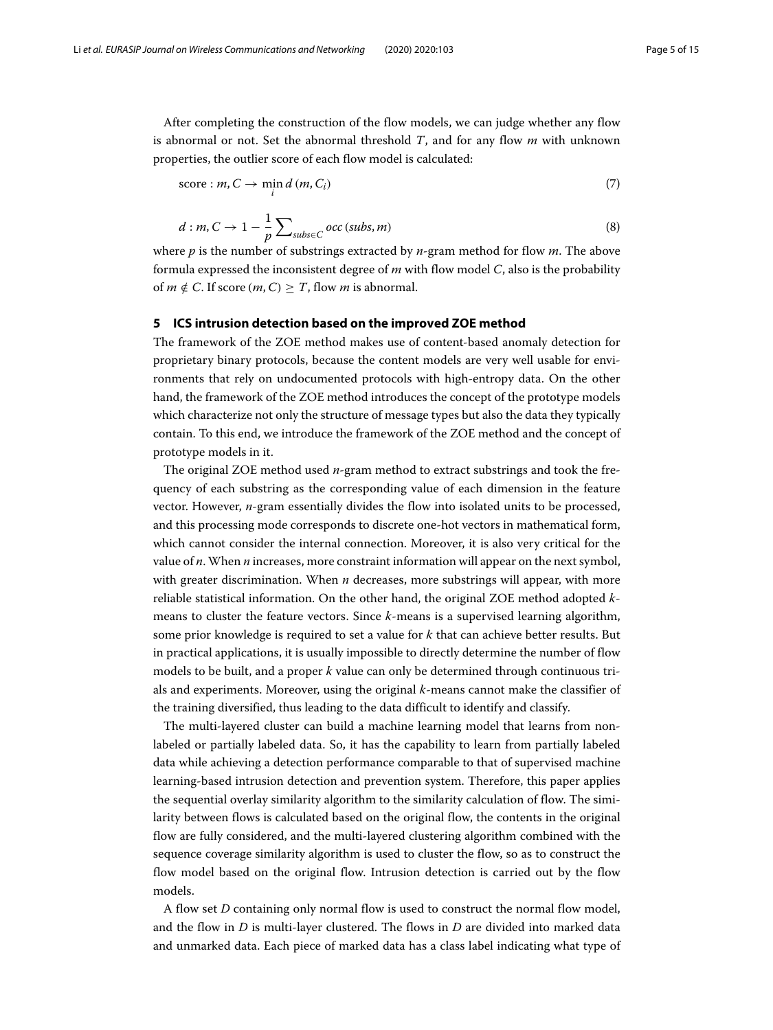After completing the construction of the flow models, we can judge whether any flow is abnormal or not. Set the abnormal threshold $T$, and for any flow $m$ with unknown properties, the outlier score of each flow model is calculated:

$$\text{score} : m, C \rightarrow \min_{i} d\left(m, C_i\right) \tag{7}$$

$$d : m, C \rightarrow 1 - \frac{1}{p} \sum\nolimits_{subs \in C} occ\left(subs, m\right) \tag{8}$$

where $p$ is the number of substrings extracted by $n$-gram method for flow $m$. The above formula expressed the inconsistent degree of $m$ with flow model $C$, also is the probability of $m \notin C$. If score $(m, C) \geq T$, flow $m$ is abnormal.

## 5 ICS intrusion detection based on the improved ZOE method

The framework of the ZOE method makes use of content-based anomaly detection for proprietary binary protocols, because the content models are very well usable for environments that rely on undocumented protocols with high-entropy data. On the other hand, the framework of the ZOE method introduces the concept of the prototype models which characterize not only the structure of message types but also the data they typically contain. To this end, we introduce the framework of the ZOE method and the concept of prototype models in it.

The original ZOE method used $n$-gram method to extract substrings and took the frequency of each substring as the corresponding value of each dimension in the feature vector. However, $n$-gram essentially divides the flow into isolated units to be processed, and this processing mode corresponds to discrete one-hot vectors in mathematical form, which cannot consider the internal connection. Moreover, it is also very critical for the value of $n$. When $n$ increases, more constraint information will appear on the next symbol, with greater discrimination. When $n$ decreases, more substrings will appear, with more reliable statistical information. On the other hand, the original ZOE method adopted $k$-means to cluster the feature vectors. Since $k$-means is a supervised learning algorithm, some prior knowledge is required to set a value for $k$ that can achieve better results. But in practical applications, it is usually impossible to directly determine the number of flow models to be built, and a proper $k$ value can only be determined through continuous trials and experiments. Moreover, using the original $k$-means cannot make the classifier of the training diversified, thus leading to the data difficult to identify and classify.

The multi-layered cluster can build a machine learning model that learns from non-labeled or partially labeled data. So, it has the capability to learn from partially labeled data while achieving a detection performance comparable to that of supervised machine learning-based intrusion detection and prevention system. Therefore, this paper applies the sequential overlay similarity algorithm to the similarity calculation of flow. The similarity between flows is calculated based on the original flow, the contents in the original flow are fully considered, and the multi-layered clustering algorithm combined with the sequence coverage similarity algorithm is used to cluster the flow, so as to construct the flow model based on the original flow. Intrusion detection is carried out by the flow models.

A flow set $D$ containing only normal flow is used to construct the normal flow model, and the flow in $D$ is multi-layer clustered. The flows in $D$ are divided into marked data and unmarked data. Each piece of marked data has a class label indicating what type of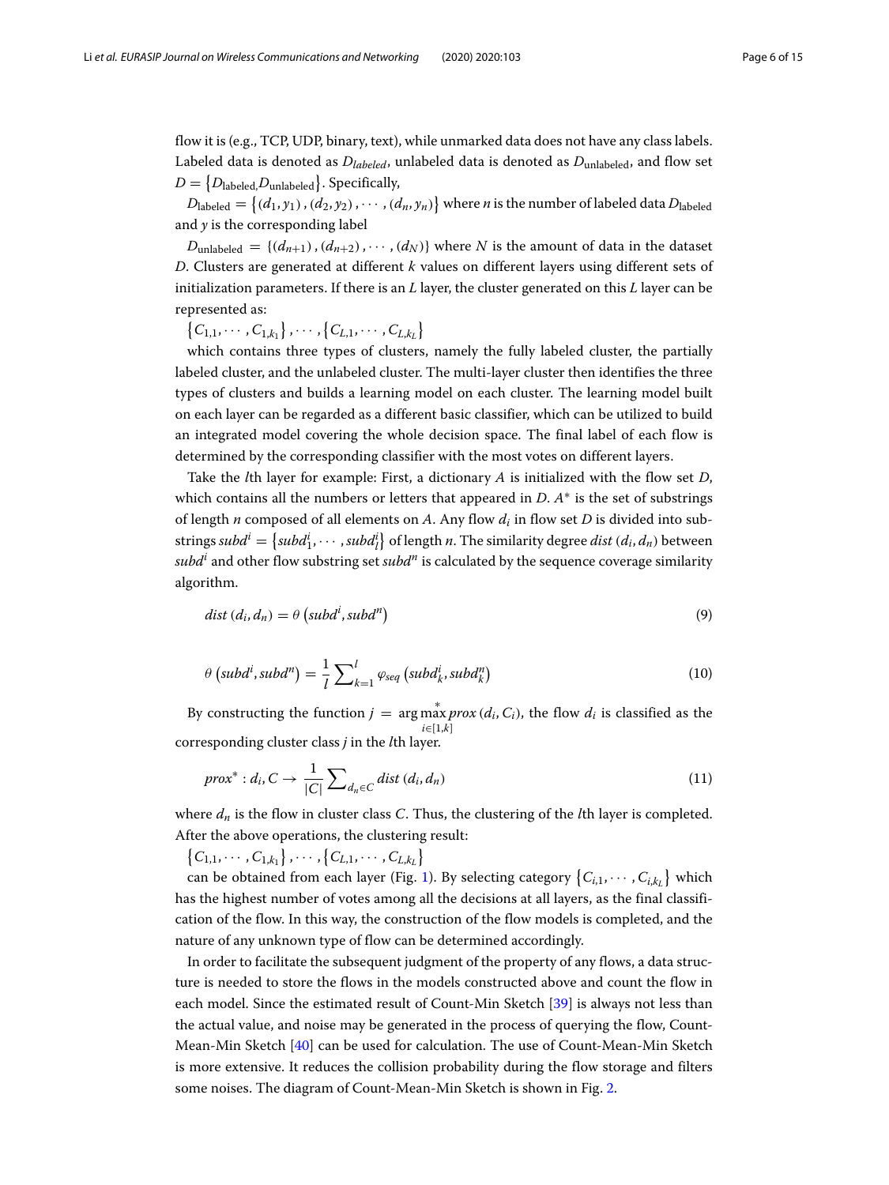flow it is (e.g., TCP, UDP, binary, text), while unmarked data does not have any class labels. Labeled data is denoted as $D_{labeled}$, unlabeled data is denoted as $D_{\text{unlabeled}}$, and flow set $D = \{D_{\text{labeled}}, D_{\text{unlabeled}}\}$. Specifically,

$D_{\text{labeled}} = \{(d_1, y_1), (d_2, y_2), \cdots, (d_n, y_n)\}$ where $n$ is the number of labeled data $D_{\text{labeled}}$ and $y$ is the corresponding label

$D_{\text{unlabeled}} = \{(d_{n+1}), (d_{n+2}), \cdots, (d_N)\}$ where $N$ is the amount of data in the dataset $D$. Clusters are generated at different $k$ values on different layers using different sets of initialization parameters. If there is an $L$ layer, the cluster generated on this $L$ layer can be represented as:

$\{C_{1,1}, \cdots, C_{1,k_1}\}, \cdots, \{C_{L,1}, \cdots, C_{L,k_L}\}$

which contains three types of clusters, namely the fully labeled cluster, the partially labeled cluster, and the unlabeled cluster. The multi-layer cluster then identifies the three types of clusters and builds a learning model on each cluster. The learning model built on each layer can be regarded as a different basic classifier, which can be utilized to build an integrated model covering the whole decision space. The final label of each flow is determined by the corresponding classifier with the most votes on different layers.

Take the $l$th layer for example: First, a dictionary $A$ is initialized with the flow set $D$, which contains all the numbers or letters that appeared in $D$. $A^*$ is the set of substrings of length $n$ composed of all elements on $A$. Any flow $d_i$ in flow set $D$ is divided into substrings $subd^i = \{subd^i_1, \cdots, subd^i_l\}$ of length $n$. The similarity degree $dist(d_i, d_n)$ between $subd^i$ and other flow substring set $subd^n$ is calculated by the sequence coverage similarity algorithm.

$$dist(d_i, d_n) = \theta\left(subd^i, subd^n\right) \tag{9}$$

$$\theta\left(subd^i, subd^n\right) = \frac{1}{l}\sum_{k=1}^{l} \varphi_{seq}\left(subd^i_k, subd^n_k\right) \tag{10}$$

By constructing the function $j = \arg\max\limits_{i\in[1,k]}^{*} prox(d_i, C_i)$, the flow $d_i$ is classified as the corresponding cluster class $j$ in the $l$th layer.

$$prox^* : d_i, C \rightarrow \frac{1}{|C|}\sum_{d_n \in C} dist(d_i, d_n) \tag{11}$$

where $d_n$ is the flow in cluster class $C$. Thus, the clustering of the $l$th layer is completed. After the above operations, the clustering result:

$\{C_{1,1}, \cdots, C_{1,k_1}\}, \cdots, \{C_{L,1}, \cdots, C_{L,k_L}\}$

can be obtained from each layer (Fig. 1). By selecting category $\{C_{i,1}, \cdots, C_{i,k_L}\}$ which has the highest number of votes among all the decisions at all layers, as the final classification of the flow. In this way, the construction of the flow models is completed, and the nature of any unknown type of flow can be determined accordingly.

In order to facilitate the subsequent judgment of the property of any flows, a data structure is needed to store the flows in the models constructed above and count the flow in each model. Since the estimated result of Count-Min Sketch [39] is always not less than the actual value, and noise may be generated in the process of querying the flow, Count-Mean-Min Sketch [40] can be used for calculation. The use of Count-Mean-Min Sketch is more extensive. It reduces the collision probability during the flow storage and filters some noises. The diagram of Count-Mean-Min Sketch is shown in Fig. 2.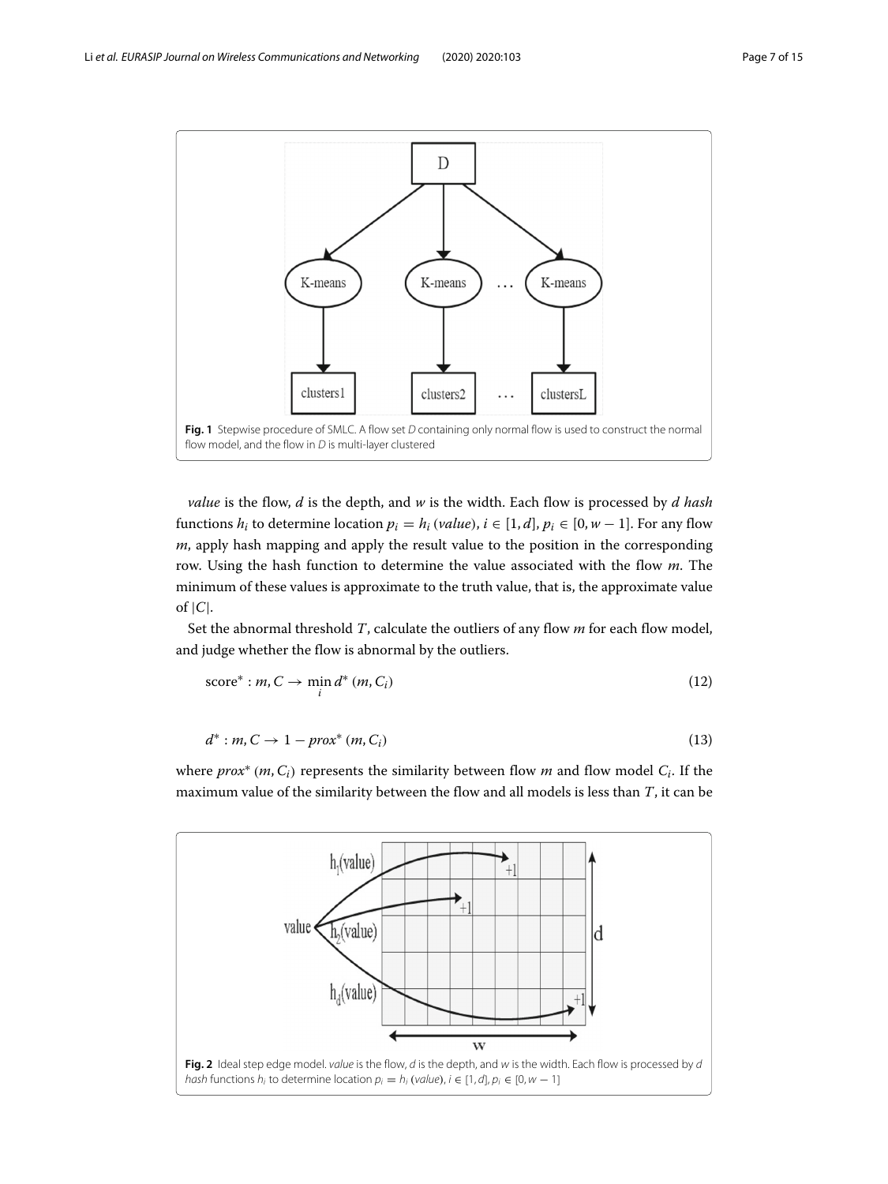**Fig. 1** Stepwise procedure of SMLC. A flow set $D$ containing only normal flow is used to construct the normal flow model, and the flow in $D$ is multi-layer clustered

*value* is the flow, $d$ is the depth, and $w$ is the width. Each flow is processed by $d$ *hash* functions $h_i$ to determine location $p_i = h_i\,(value)$, $i \in [1, d]$, $p_i \in [0, w-1]$. For any flow $m$, apply hash mapping and apply the result value to the position in the corresponding row. Using the hash function to determine the value associated with the flow $m$. The minimum of these values is approximate to the truth value, that is, the approximate value of $|C|$.

Set the abnormal threshold $T$, calculate the outliers of any flow $m$ for each flow model, and judge whether the flow is abnormal by the outliers.

$$\text{score}^* : m, C \rightarrow \min_i d^* \,(m, C_i) \tag{12}$$

$$d^* : m, C \rightarrow 1 - prox^* \,(m, C_i) \tag{13}$$

where $prox^* \,(m, C_i)$ represents the similarity between flow $m$ and flow model $C_i$. If the maximum value of the similarity between the flow and all models is less than $T$, it can be

**Fig. 2** Ideal step edge model. *value* is the flow, $d$ is the depth, and $w$ is the width. Each flow is processed by $d$ *hash* functions $h_i$ to determine location $p_i = h_i\,(value)$, $i \in [1, d]$, $p_i \in [0, w-1]$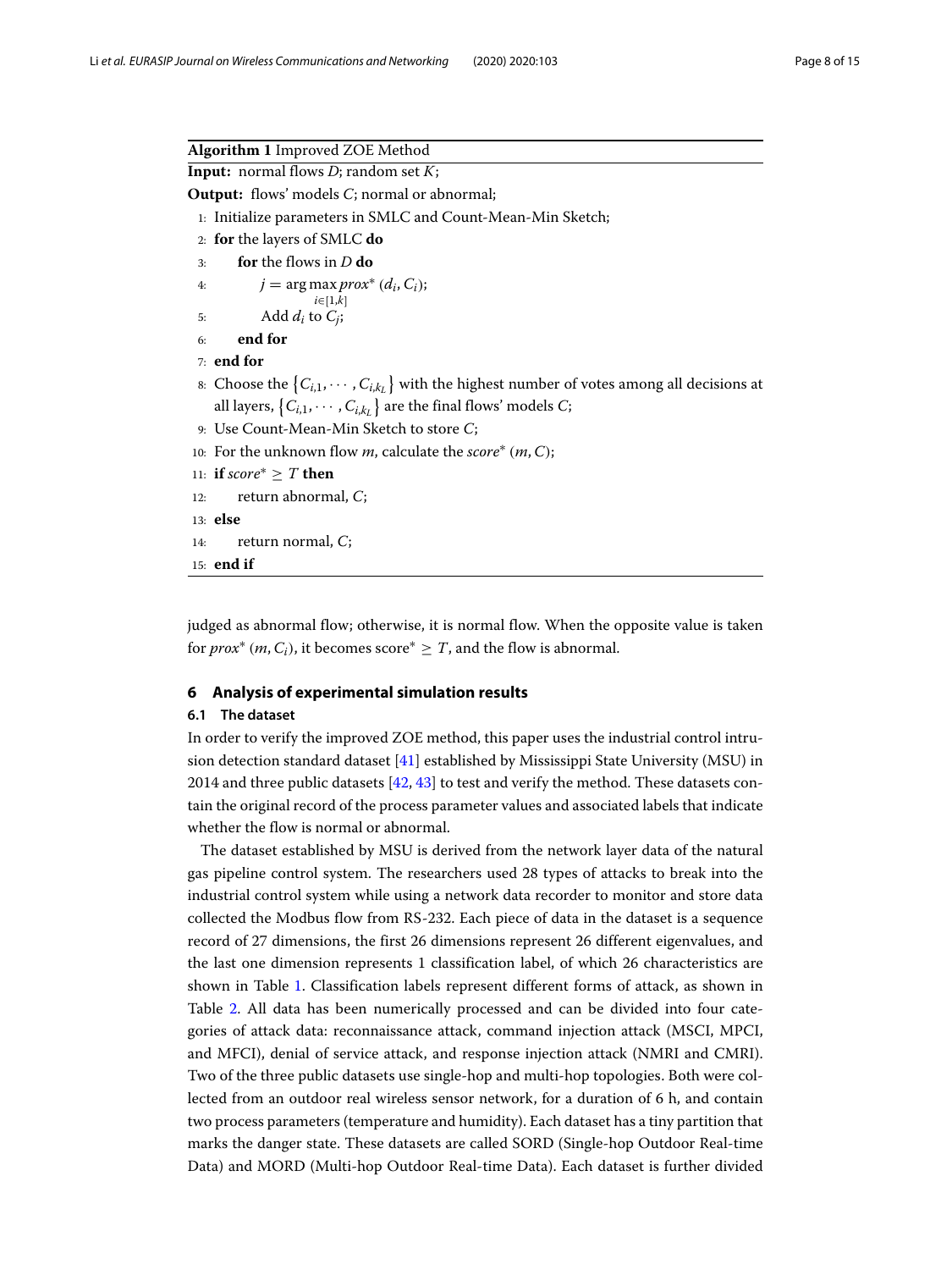**Algorithm 1** Improved ZOE Method

**Input:** normal flows $D$; random set $K$;

**Output:** flows' models $C$; normal or abnormal;

1: Initialize parameters in SMLC and Count-Mean-Min Sketch;
2: **for** the layers of SMLC **do**
3: &nbsp;&nbsp;&nbsp;&nbsp;**for** the flows in $D$ **do**
4: &nbsp;&nbsp;&nbsp;&nbsp;&nbsp;&nbsp;&nbsp;&nbsp;$j = \arg\max_{i \in [1,k]} prox^* (d_i, C_i)$;
5: &nbsp;&nbsp;&nbsp;&nbsp;&nbsp;&nbsp;&nbsp;&nbsp;Add $d_i$ to $C_j$;
6: &nbsp;&nbsp;&nbsp;&nbsp;**end for**
7: **end for**
8: Choose the $\{C_{i,1}, \cdots, C_{i,k_L}\}$ with the highest number of votes among all decisions at all layers, $\{C_{i,1}, \cdots, C_{i,k_L}\}$ are the final flows' models $C$;
9: Use Count-Mean-Min Sketch to store $C$;
10: For the unknown flow $m$, calculate the $score^* (m, C)$;
11: **if** $score^* \geq T$ **then**
12: &nbsp;&nbsp;&nbsp;&nbsp;return abnormal, $C$;
13: **else**
14: &nbsp;&nbsp;&nbsp;&nbsp;return normal, $C$;
15: **end if**

judged as abnormal flow; otherwise, it is normal flow. When the opposite value is taken for $prox^* (m, C_i)$, it becomes score$^* \geq T$, and the flow is abnormal.

## 6 Analysis of experimental simulation results

### 6.1 The dataset

In order to verify the improved ZOE method, this paper uses the industrial control intrusion detection standard dataset [41] established by Mississippi State University (MSU) in 2014 and three public datasets [42, 43] to test and verify the method. These datasets contain the original record of the process parameter values and associated labels that indicate whether the flow is normal or abnormal.

The dataset established by MSU is derived from the network layer data of the natural gas pipeline control system. The researchers used 28 types of attacks to break into the industrial control system while using a network data recorder to monitor and store data collected the Modbus flow from RS-232. Each piece of data in the dataset is a sequence record of 27 dimensions, the first 26 dimensions represent 26 different eigenvalues, and the last one dimension represents 1 classification label, of which 26 characteristics are shown in Table 1. Classification labels represent different forms of attack, as shown in Table 2. All data has been numerically processed and can be divided into four categories of attack data: reconnaissance attack, command injection attack (MSCI, MPCI, and MFCI), denial of service attack, and response injection attack (NMRI and CMRI). Two of the three public datasets use single-hop and multi-hop topologies. Both were collected from an outdoor real wireless sensor network, for a duration of 6 h, and contain two process parameters (temperature and humidity). Each dataset has a tiny partition that marks the danger state. These datasets are called SORD (Single-hop Outdoor Real-time Data) and MORD (Multi-hop Outdoor Real-time Data). Each dataset is further divided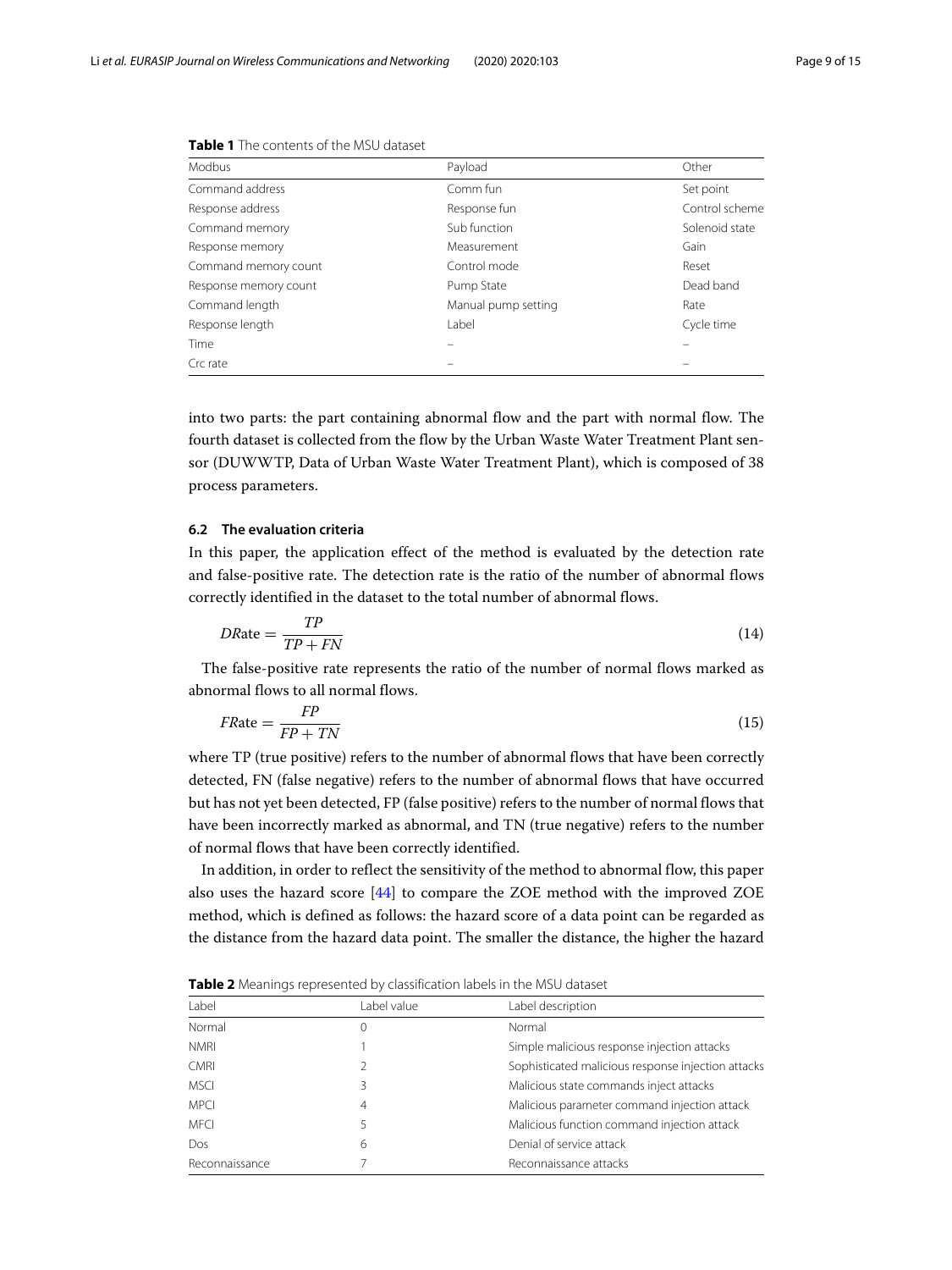**Table 1** The contents of the MSU dataset

| Modbus | Payload | Other |
|---|---|---|
| Command address | Comm fun | Set point |
| Response address | Response fun | Control scheme |
| Command memory | Sub function | Solenoid state |
| Response memory | Measurement | Gain |
| Command memory count | Control mode | Reset |
| Response memory count | Pump State | Dead band |
| Command length | Manual pump setting | Rate |
| Response length | Label | Cycle time |
| Time | – | – |
| Crc rate | – | – |

into two parts: the part containing abnormal flow and the part with normal flow. The fourth dataset is collected from the flow by the Urban Waste Water Treatment Plant sensor (DUWWTP, Data of Urban Waste Water Treatment Plant), which is composed of 38 process parameters.

### 6.2 The evaluation criteria

In this paper, the application effect of the method is evaluated by the detection rate and false-positive rate. The detection rate is the ratio of the number of abnormal flows correctly identified in the dataset to the total number of abnormal flows.

$$DRate = \frac{TP}{TP + FN} \tag{14}$$

The false-positive rate represents the ratio of the number of normal flows marked as abnormal flows to all normal flows.

$$FRate = \frac{FP}{FP + TN} \tag{15}$$

where TP (true positive) refers to the number of abnormal flows that have been correctly detected, FN (false negative) refers to the number of abnormal flows that have occurred but has not yet been detected, FP (false positive) refers to the number of normal flows that have been incorrectly marked as abnormal, and TN (true negative) refers to the number of normal flows that have been correctly identified.

In addition, in order to reflect the sensitivity of the method to abnormal flow, this paper also uses the hazard score [44] to compare the ZOE method with the improved ZOE method, which is defined as follows: the hazard score of a data point can be regarded as the distance from the hazard data point. The smaller the distance, the higher the hazard

**Table 2** Meanings represented by classification labels in the MSU dataset

| Label | Label value | Label description |
|---|---|---|
| Normal | 0 | Normal |
| NMRI | 1 | Simple malicious response injection attacks |
| CMRI | 2 | Sophisticated malicious response injection attacks |
| MSCI | 3 | Malicious state commands inject attacks |
| MPCI | 4 | Malicious parameter command injection attack |
| MFCI | 5 | Malicious function command injection attack |
| Dos | 6 | Denial of service attack |
| Reconnaissance | 7 | Reconnaissance attacks |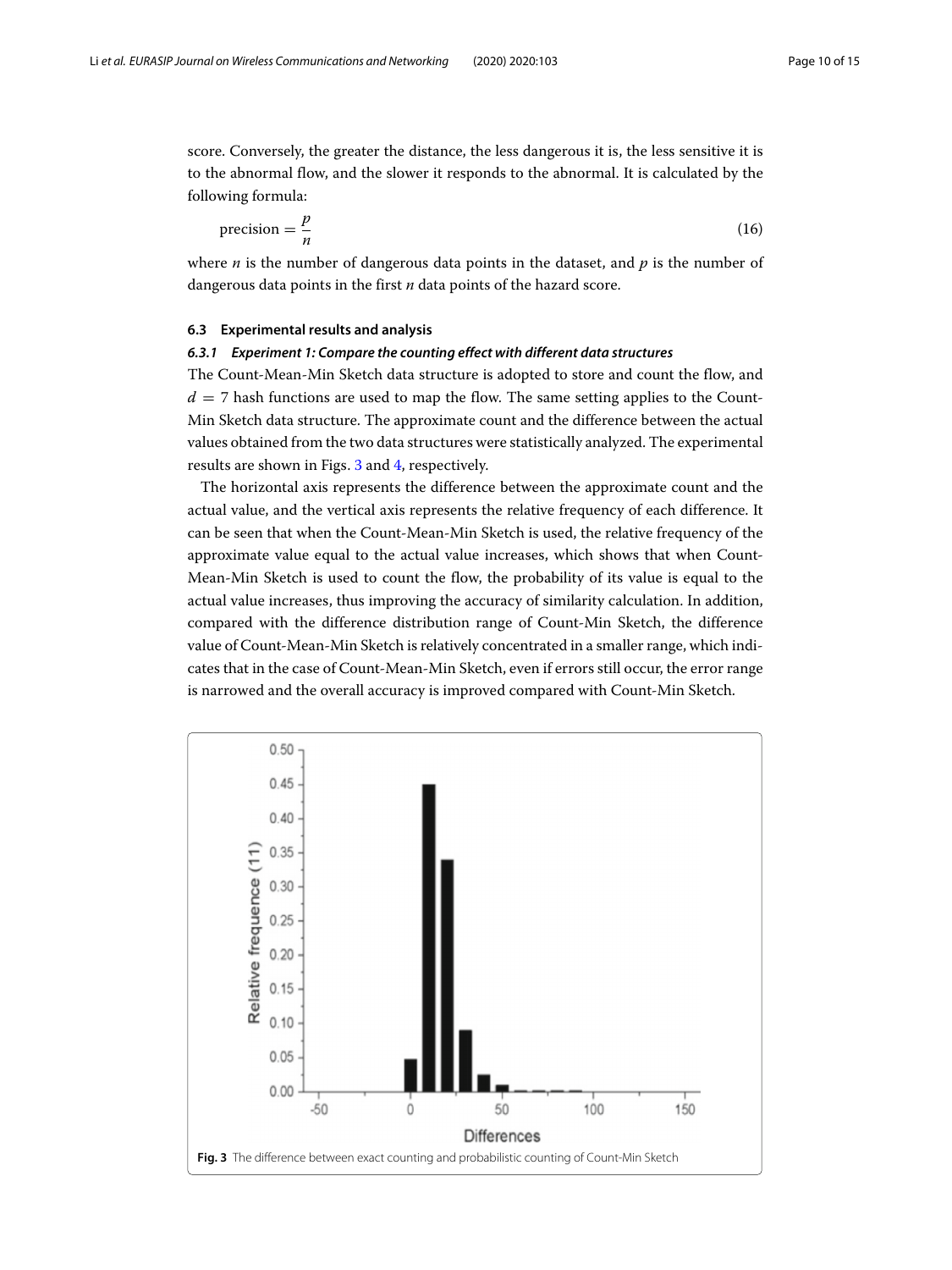score. Conversely, the greater the distance, the less dangerous it is, the less sensitive it is to the abnormal flow, and the slower it responds to the abnormal. It is calculated by the following formula:

$$\text{precision} = \frac{p}{n} \tag{16}$$

where $n$ is the number of dangerous data points in the dataset, and $p$ is the number of dangerous data points in the first $n$ data points of the hazard score.

### 6.3 Experimental results and analysis

#### *6.3.1 Experiment 1: Compare the counting effect with different data structures*

The Count-Mean-Min Sketch data structure is adopted to store and count the flow, and $d = 7$ hash functions are used to map the flow. The same setting applies to the Count-Min Sketch data structure. The approximate count and the difference between the actual values obtained from the two data structures were statistically analyzed. The experimental results are shown in Figs. 3 and 4, respectively.

The horizontal axis represents the difference between the approximate count and the actual value, and the vertical axis represents the relative frequency of each difference. It can be seen that when the Count-Mean-Min Sketch is used, the relative frequency of the approximate value equal to the actual value increases, which shows that when Count-Mean-Min Sketch is used to count the flow, the probability of its value is equal to the actual value increases, thus improving the accuracy of similarity calculation. In addition, compared with the difference distribution range of Count-Min Sketch, the difference value of Count-Mean-Min Sketch is relatively concentrated in a smaller range, which indicates that in the case of Count-Mean-Min Sketch, even if errors still occur, the error range is narrowed and the overall accuracy is improved compared with Count-Min Sketch.

**Fig. 3** The difference between exact counting and probabilistic counting of Count-Min Sketch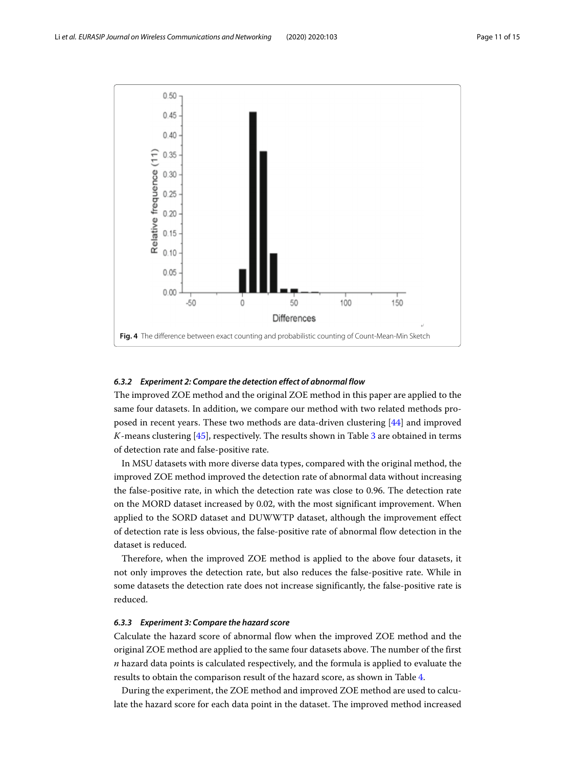Fig. 4 The difference between exact counting and probabilistic counting of Count-Mean-Min Sketch

#### 6.3.2 Experiment 2: Compare the detection effect of abnormal flow

The improved ZOE method and the original ZOE method in this paper are applied to the same four datasets. In addition, we compare our method with two related methods proposed in recent years. These two methods are data-driven clustering [44] and improved $K$-means clustering [45], respectively. The results shown in Table 3 are obtained in terms of detection rate and false-positive rate.

In MSU datasets with more diverse data types, compared with the original method, the improved ZOE method improved the detection rate of abnormal data without increasing the false-positive rate, in which the detection rate was close to 0.96. The detection rate on the MORD dataset increased by 0.02, with the most significant improvement. When applied to the SORD dataset and DUWWTP dataset, although the improvement effect of detection rate is less obvious, the false-positive rate of abnormal flow detection in the dataset is reduced.

Therefore, when the improved ZOE method is applied to the above four datasets, it not only improves the detection rate, but also reduces the false-positive rate. While in some datasets the detection rate does not increase significantly, the false-positive rate is reduced.

#### 6.3.3 Experiment 3: Compare the hazard score

Calculate the hazard score of abnormal flow when the improved ZOE method and the original ZOE method are applied to the same four datasets above. The number of the first $n$ hazard data points is calculated respectively, and the formula is applied to evaluate the results to obtain the comparison result of the hazard score, as shown in Table 4.

During the experiment, the ZOE method and improved ZOE method are used to calculate the hazard score for each data point in the dataset. The improved method increased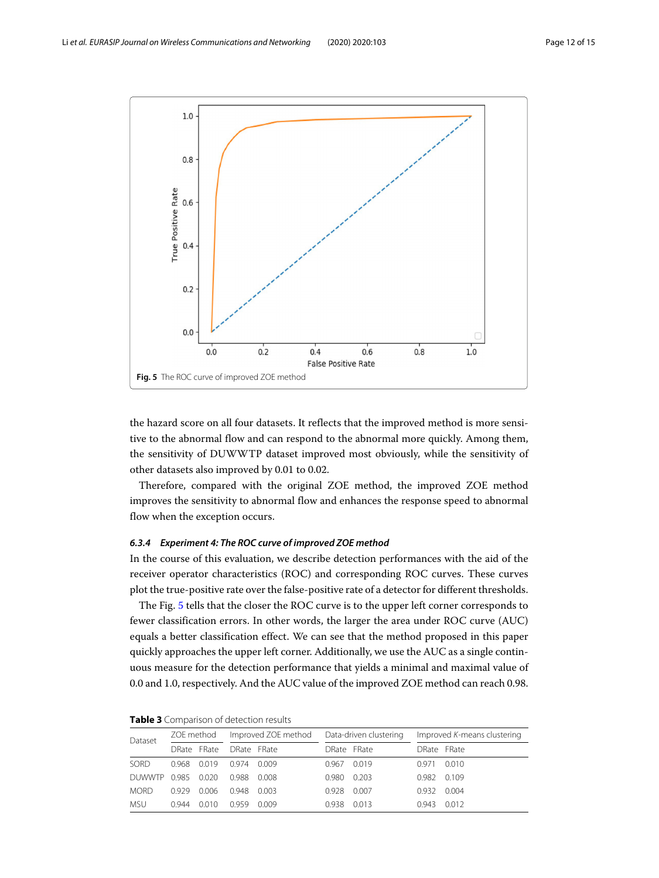Fig. 5 The ROC curve of improved ZOE method

the hazard score on all four datasets. It reflects that the improved method is more sensitive to the abnormal flow and can respond to the abnormal more quickly. Among them, the sensitivity of DUWWTP dataset improved most obviously, while the sensitivity of other datasets also improved by 0.01 to 0.02.

Therefore, compared with the original ZOE method, the improved ZOE method improves the sensitivity to abnormal flow and enhances the response speed to abnormal flow when the exception occurs.

#### 6.3.4 Experiment 4: The ROC curve of improved ZOE method

In the course of this evaluation, we describe detection performances with the aid of the receiver operator characteristics (ROC) and corresponding ROC curves. These curves plot the true-positive rate over the false-positive rate of a detector for different thresholds.

The Fig. 5 tells that the closer the ROC curve is to the upper left corner corresponds to fewer classification errors. In other words, the larger the area under ROC curve (AUC) equals a better classification effect. We can see that the method proposed in this paper quickly approaches the upper left corner. Additionally, we use the AUC as a single continuous measure for the detection performance that yields a minimal and maximal value of 0.0 and 1.0, respectively. And the AUC value of the improved ZOE method can reach 0.98.

**Table 3** Comparison of detection results

| Dataset | ZOE method | | Improved ZOE method | | Data-driven clustering | | Improved *K*-means clustering | |
|---|---|---|---|---|---|---|---|---|
| | DRate | FRate | DRate | FRate | DRate | FRate | DRate | FRate |
| SORD | 0.968 | 0.019 | 0.974 | 0.009 | 0.967 | 0.019 | 0.971 | 0.010 |
| DUWWTP | 0.985 | 0.020 | 0.988 | 0.008 | 0.980 | 0.203 | 0.982 | 0.109 |
| MORD | 0.929 | 0.006 | 0.948 | 0.003 | 0.928 | 0.007 | 0.932 | 0.004 |
| MSU | 0.944 | 0.010 | 0.959 | 0.009 | 0.938 | 0.013 | 0.943 | 0.012 |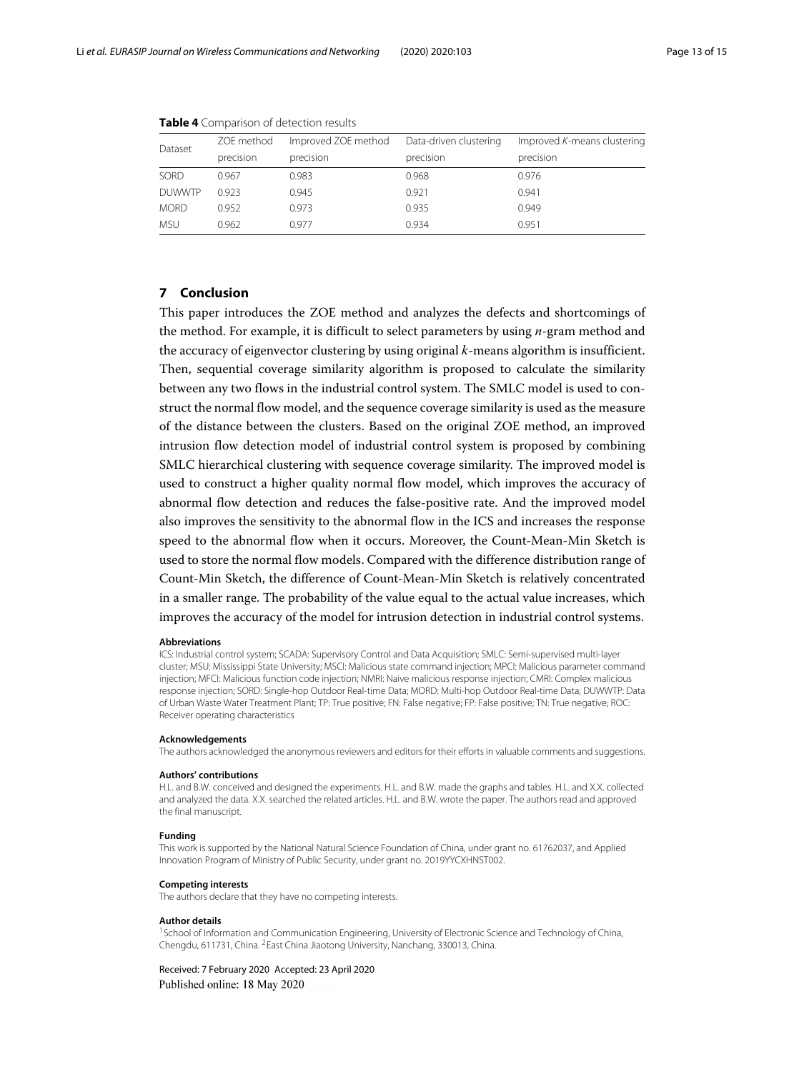**Table 4** Comparison of detection results

| Dataset | ZOE method precision | Improved ZOE method precision | Data-driven clustering precision | Improved *K*-means clustering precision |
|---|---|---|---|---|
| SORD | 0.967 | 0.983 | 0.968 | 0.976 |
| DUWWTP | 0.923 | 0.945 | 0.921 | 0.941 |
| MORD | 0.952 | 0.973 | 0.935 | 0.949 |
| MSU | 0.962 | 0.977 | 0.934 | 0.951 |

## 7 Conclusion

This paper introduces the ZOE method and analyzes the defects and shortcomings of the method. For example, it is difficult to select parameters by using $n$-gram method and the accuracy of eigenvector clustering by using original $k$-means algorithm is insufficient. Then, sequential coverage similarity algorithm is proposed to calculate the similarity between any two flows in the industrial control system. The SMLC model is used to construct the normal flow model, and the sequence coverage similarity is used as the measure of the distance between the clusters. Based on the original ZOE method, an improved intrusion flow detection model of industrial control system is proposed by combining SMLC hierarchical clustering with sequence coverage similarity. The improved model is used to construct a higher quality normal flow model, which improves the accuracy of abnormal flow detection and reduces the false-positive rate. And the improved model also improves the sensitivity to the abnormal flow in the ICS and increases the response speed to the abnormal flow when it occurs. Moreover, the Count-Mean-Min Sketch is used to store the normal flow models. Compared with the difference distribution range of Count-Min Sketch, the difference of Count-Mean-Min Sketch is relatively concentrated in a smaller range. The probability of the value equal to the actual value increases, which improves the accuracy of the model for intrusion detection in industrial control systems.

#### Abbreviations

ICS: Industrial control system; SCADA: Supervisory Control and Data Acquisition; SMLC: Semi-supervised multi-layer cluster; MSU: Mississippi State University; MSCI: Malicious state command injection; MPCI: Malicious parameter command injection; MFCI: Malicious function code injection; NMRI: Naive malicious response injection; CMRI: Complex malicious response injection; SORD: Single-hop Outdoor Real-time Data; MORD: Multi-hop Outdoor Real-time Data; DUWWTP: Data of Urban Waste Water Treatment Plant; TP: True positive; FN: False negative; FP: False positive; TN: True negative; ROC: Receiver operating characteristics

#### Acknowledgements

The authors acknowledged the anonymous reviewers and editors for their efforts in valuable comments and suggestions.

#### Authors' contributions

H.L. and B.W. conceived and designed the experiments. H.L. and B.W. made the graphs and tables. H.L. and X.X. collected and analyzed the data. X.X. searched the related articles. H.L. and B.W. wrote the paper. The authors read and approved the final manuscript.

#### Funding

This work is supported by the National Natural Science Foundation of China, under grant no. 61762037, and Applied Innovation Program of Ministry of Public Security, under grant no. 2019YYCXHNST002.

#### Competing interests

The authors declare that they have no competing interests.

#### Author details

[1] School of Information and Communication Engineering, University of Electronic Science and Technology of China, Chengdu, 611731, China. [2] East China Jiaotong University, Nanchang, 330013, China.

Received: 7 February 2020 Accepted: 23 April 2020
Published online: 18 May 2020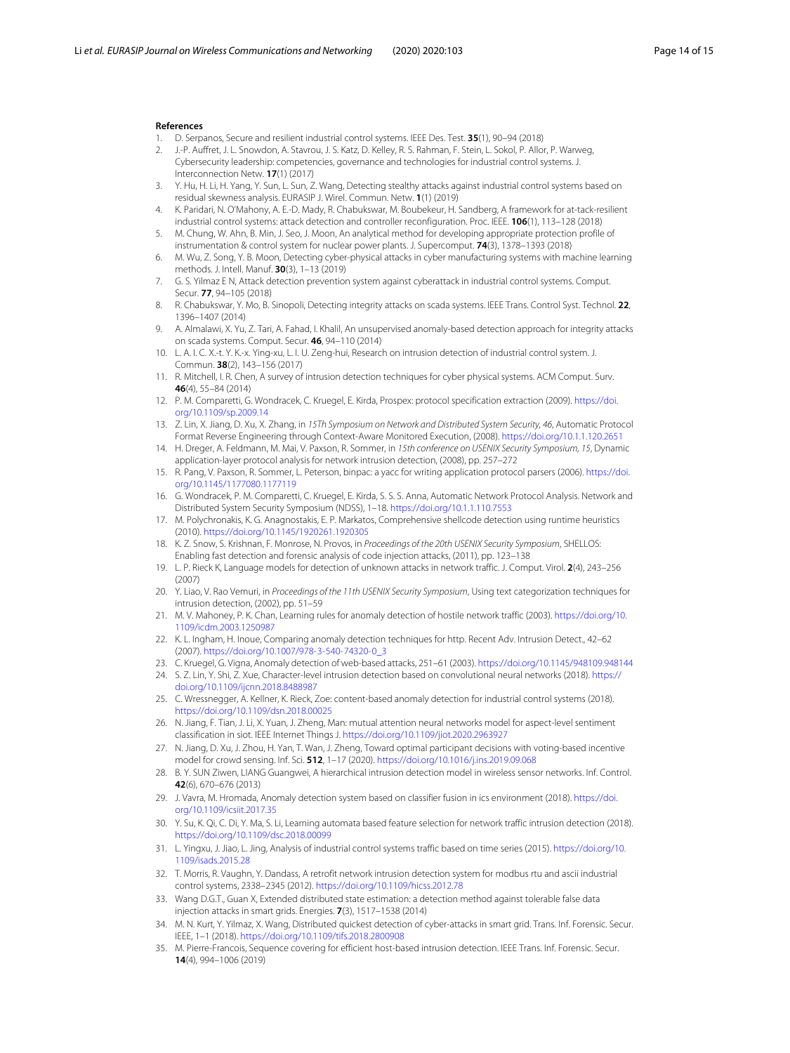## References

1. D. Serpanos, Secure and resilient industrial control systems. IEEE Des. Test. **35**(1), 90–94 (2018)
2. J.-P. Auffret, J. L. Snowdon, A. Stavrou, J. S. Katz, D. Kelley, R. S. Rahman, F. Stein, L. Sokol, P. Allor, P. Warweg, Cybersecurity leadership: competencies, governance and technologies for industrial control systems. J. Interconnection Netw. **17**(1) (2017)
3. Y. Hu, H. Li, H. Yang, Y. Sun, L. Sun, Z. Wang, Detecting stealthy attacks against industrial control systems based on residual skewness analysis. EURASIP J. Wirel. Commun. Netw. **1**(1) (2019)
4. K. Paridari, N. O'Mahony, A. E.-D. Mady, R. Chabukswar, M. Boubekeur, H. Sandberg, A framework for at-tack-resilient industrial control systems: attack detection and controller reconfiguration. Proc. IEEE. **106**(1), 113–128 (2018)
5. M. Chung, W. Ahn, B. Min, J. Seo, J. Moon, An analytical method for developing appropriate protection profile of instrumentation & control system for nuclear power plants. J. Supercomput. **74**(3), 1378–1393 (2018)
6. M. Wu, Z. Song, Y. B. Moon, Detecting cyber-physical attacks in cyber manufacturing systems with machine learning methods. J. Intell. Manuf. **30**(3), 1–13 (2019)
7. G. S. Yilmaz E N, Attack detection prevention system against cyberattack in industrial control systems. Comput. Secur. **77**, 94–105 (2018)
8. R. Chabukswar, Y. Mo, B. Sinopoli, Detecting integrity attacks on scada systems. IEEE Trans. Control Syst. Technol. **22**, 1396–1407 (2014)
9. A. Almalawi, X. Yu, Z. Tari, A. Fahad, I. Khalil, An unsupervised anomaly-based detection approach for integrity attacks on scada systems. Comput. Secur. **46**, 94–110 (2014)
10. L. A. I. C. X.-t. Y. K.-x. Ying-xu, L. I. U. Zeng-hui, Research on intrusion detection of industrial control system. J. Commun. **38**(2), 143–156 (2017)
11. R. Mitchell, I. R. Chen, A survey of intrusion detection techniques for cyber physical systems. ACM Comput. Surv. **46**(4), 55–84 (2014)
12. P. M. Comparetti, G. Wondracek, C. Kruegel, E. Kirda, Prospex: protocol specification extraction (2009). https://doi.org/10.1109/sp.2009.14
13. Z. Lin, X. Jiang, D. Xu, X. Zhang, in *15Th Symposium on Network and Distributed System Security, 46*, Automatic Protocol Format Reverse Engineering through Context-Aware Monitored Execution, (2008). https://doi.org/10.1.1.120.2651
14. H. Dreger, A. Feldmann, M. Mai, V. Paxson, R. Sommer, in *15th conference on USENIX Security Symposium, 15*, Dynamic application-layer protocol analysis for network intrusion detection, (2008), pp. 257–272
15. R. Pang, V. Paxson, R. Sommer, L. Peterson, binpac: a yacc for writing application protocol parsers (2006). https://doi.org/10.1145/1177080.1177119
16. G. Wondracek, P. M. Comparetti, C. Kruegel, E. Kirda, S. S. S. Anna, Automatic Network Protocol Analysis. Network and Distributed System Security Symposium (NDSS), 1–18. https://doi.org/10.1.1.110.7553
17. M. Polychronakis, K. G. Anagnostakis, E. P. Markatos, Comprehensive shellcode detection using runtime heuristics (2010). https://doi.org/10.1145/1920261.1920305
18. K. Z. Snow, S. Krishnan, F. Monrose, N. Provos, in *Proceedings of the 20th USENIX Security Symposium*, SHELLOS: Enabling fast detection and forensic analysis of code injection attacks, (2011), pp. 123–138
19. L. P. Rieck K, Language models for detection of unknown attacks in network traffic. J. Comput. Virol. **2**(4), 243–256 (2007)
20. Y. Liao, V. Rao Vemuri, in *Proceedings of the 11th USENIX Security Symposium*, Using text categorization techniques for intrusion detection, (2002), pp. 51–59
21. M. V. Mahoney, P. K. Chan, Learning rules for anomaly detection of hostile network traffic (2003). https://doi.org/10.1109/icdm.2003.1250987
22. K. L. Ingham, H. Inoue, Comparing anomaly detection techniques for http. Recent Adv. Intrusion Detect., 42–62 (2007). https://doi.org/10.1007/978-3-540-74320-0_3
23. C. Kruegel, G. Vigna, Anomaly detection of web-based attacks, 251–61 (2003). https://doi.org/10.1145/948109.948144
24. S. Z. Lin, Y. Shi, Z. Xue, Character-level intrusion detection based on convolutional neural networks (2018). https://doi.org/10.1109/ijcnn.2018.8488987
25. C. Wressnegger, A. Kellner, K. Rieck, Zoe: content-based anomaly detection for industrial control systems (2018). https://doi.org/10.1109/dsn.2018.00025
26. N. Jiang, F. Tian, J. Li, X. Yuan, J. Zheng, Man: mutual attention neural networks model for aspect-level sentiment classification in siot. IEEE Internet Things J. https://doi.org/10.1109/jiot.2020.2963927
27. N. Jiang, D. Xu, J. Zhou, H. Yan, T. Wan, J. Zheng, Toward optimal participant decisions with voting-based incentive model for crowd sensing. Inf. Sci. **512**, 1–17 (2020). https://doi.org/10.1016/j.ins.2019.09.068
28. B. Y. SUN Ziwen, LIANG Guangwei, A hierarchical intrusion detection model in wireless sensor networks. Inf. Control. **42**(6), 670–676 (2013)
29. J. Vavra, M. Hromada, Anomaly detection system based on classifier fusion in ics environment (2018). https://doi.org/10.1109/icsiit.2017.35
30. Y. Su, K. Qi, C. Di, Y. Ma, S. Li, Learning automata based feature selection for network traffic intrusion detection (2018). https://doi.org/10.1109/dsc.2018.00099
31. L. Yingxu, J. Jiao, L. Jing, Analysis of industrial control systems traffic based on time series (2015). https://doi.org/10.1109/isads.2015.28
32. T. Morris, R. Vaughn, Y. Dandass, A retrofit network intrusion detection system for modbus rtu and ascii industrial control systems, 2338–2345 (2012). https://doi.org/10.1109/hicss.2012.78
33. Wang D.G.T., Guan X, Extended distributed state estimation: a detection method against tolerable false data injection attacks in smart grids. Energies. **7**(3), 1517–1538 (2014)
34. M. N. Kurt, Y. Yilmaz, X. Wang, Distributed quickest detection of cyber-attacks in smart grid. Trans. Inf. Forensic. Secur. IEEE, 1–1 (2018). https://doi.org/10.1109/tifs.2018.2800908
35. M. Pierre-Francois, Sequence covering for efficient host-based intrusion detection. IEEE Trans. Inf. Forensic. Secur. **14**(4), 994–1006 (2019)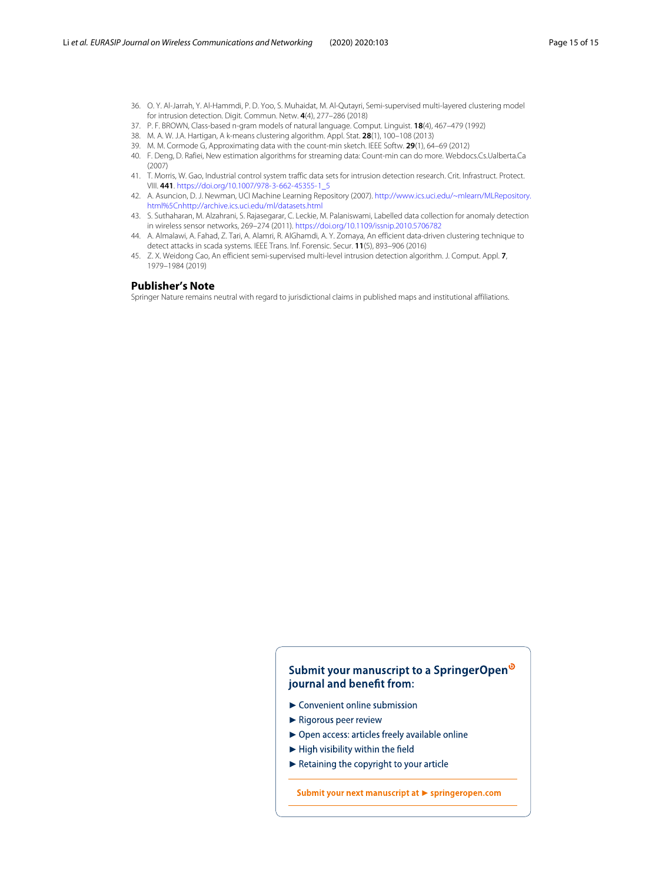36. O. Y. Al-Jarrah, Y. Al-Hammdi, P. D. Yoo, S. Muhaidat, M. Al-Qutayri, Semi-supervised multi-layered clustering model for intrusion detection. Digit. Commun. Netw. **4**(4), 277–286 (2018)
37. P. F. BROWN, Class-based n-gram models of natural language. Comput. Linguist. **18**(4), 467–479 (1992)
38. M. A. W. J.A. Hartigan, A k-means clustering algorithm. Appl. Stat. **28**(1), 100–108 (2013)
39. M. M. Cormode G, Approximating data with the count-min sketch. IEEE Softw. **29**(1), 64–69 (2012)
40. F. Deng, D. Rafiei, New estimation algorithms for streaming data: Count-min can do more. Webdocs.Cs.Ualberta.Ca (2007)
41. T. Morris, W. Gao, Industrial control system traffic data sets for intrusion detection research. Crit. Infrastruct. Protect. VIII. **441**. https://doi.org/10.1007/978-3-662-45355-1_5
42. A. Asuncion, D. J. Newman, UCI Machine Learning Repository (2007). http://www.ics.uci.edu/~mlearn/MLRepository.html%5Cnhttp://archive.ics.uci.edu/ml/datasets.html
43. S. Suthaharan, M. Alzahrani, S. Rajasegarar, C. Leckie, M. Palaniswami, Labelled data collection for anomaly detection in wireless sensor networks, 269–274 (2011). https://doi.org/10.1109/issnip.2010.5706782
44. A. Almalawi, A. Fahad, Z. Tari, A. Alamri, R. AlGhamdi, A. Y. Zomaya, An efficient data-driven clustering technique to detect attacks in scada systems. IEEE Trans. Inf. Forensic. Secur. **11**(5), 893–906 (2016)
45. Z. X. Weidong Cao, An efficient semi-supervised multi-level intrusion detection algorithm. J. Comput. Appl. **7**, 1979–1984 (2019)

## Publisher's Note

Springer Nature remains neutral with regard to jurisdictional claims in published maps and institutional affiliations.

**Submit your manuscript to a SpringerOpen journal and benefit from:**

- ► Convenient online submission
- ► Rigorous peer review
- ► Open access: articles freely available online
- ► High visibility within the field
- ► Retaining the copyright to your article

**Submit your next manuscript at ► springeropen.com**